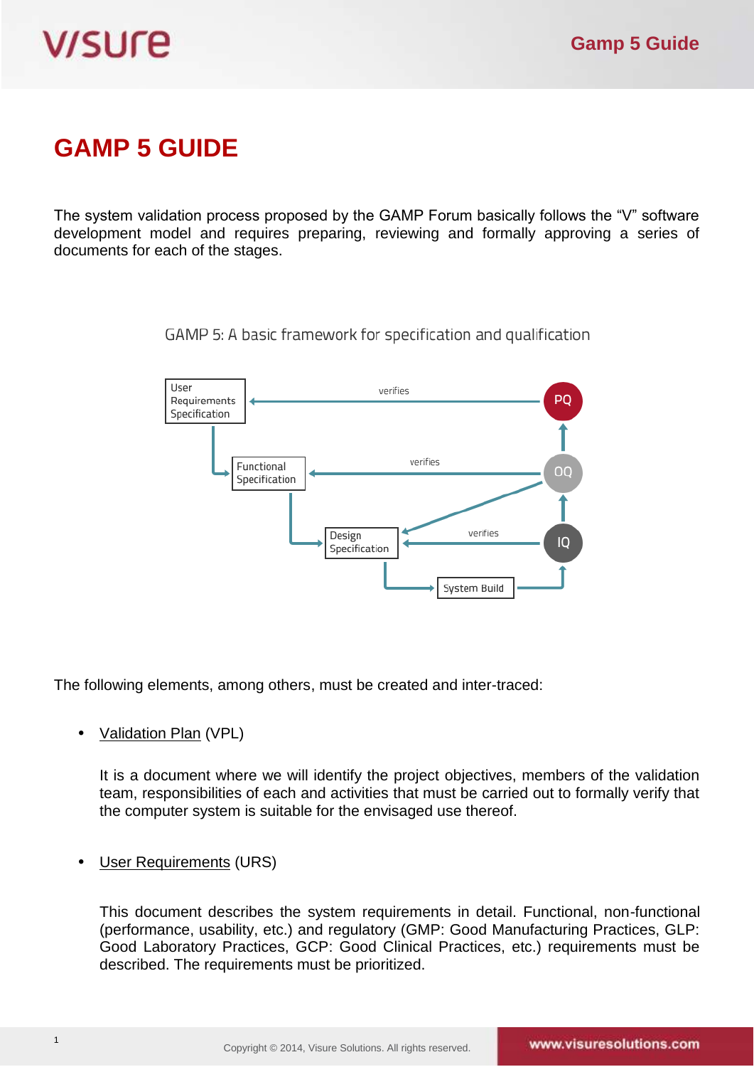# GAMP 5 GUIDE

The system validation process proposed by the GAMP Forum basically follows the "V" software development model and requires preparing, reviewing and formally approving a series of documents for each of the stages.

GAMP 5: A basic framework for specification and qualification

User Requirements Specification — verifies — PQ

Functional Specification — verifies — OQ

Design Specification — verifies — IQ

System Build

The following elements, among others, must be created and inter-traced:

- Validation Plan (VPL)

  It is a document where we will identify the project objectives, members of the validation team, responsibilities of each and activities that must be carried out to formally verify that the computer system is suitable for the envisaged use thereof.

- User Requirements (URS)

  This document describes the system requirements in detail. Functional, non-functional (performance, usability, etc.) and regulatory (GMP: Good Manufacturing Practices, GLP: Good Laboratory Practices, GCP: Good Clinical Practices, etc.) requirements must be described. The requirements must be prioritized.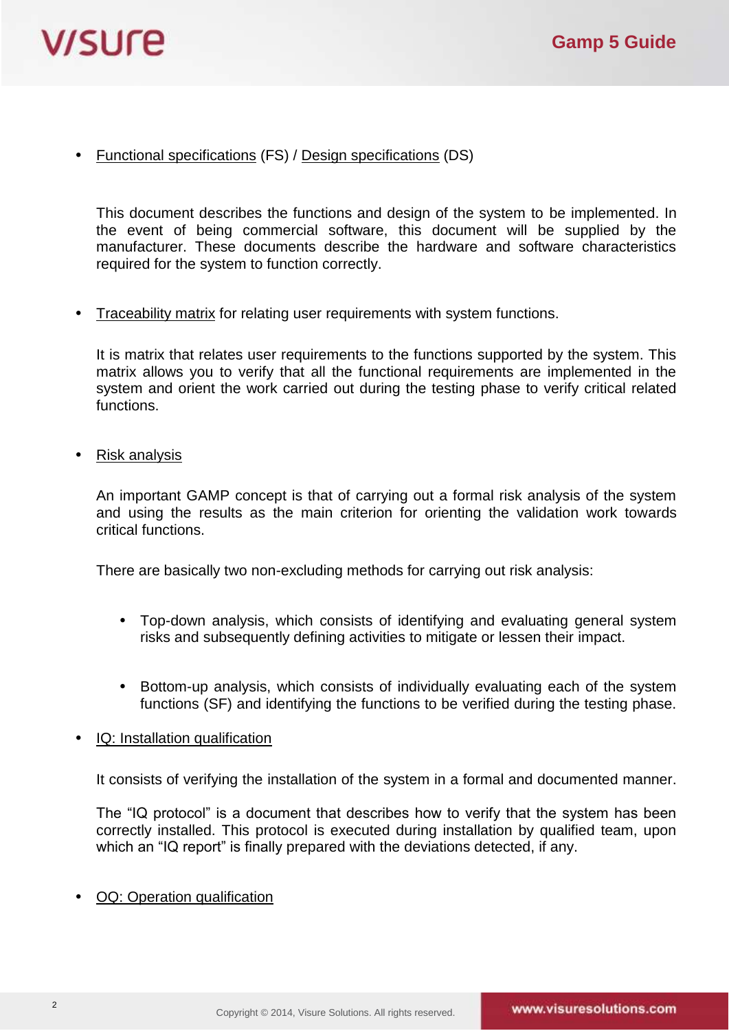- Functional specifications (FS) / Design specifications (DS)

  This document describes the functions and design of the system to be implemented. In the event of being commercial software, this document will be supplied by the manufacturer. These documents describe the hardware and software characteristics required for the system to function correctly.

- Traceability matrix for relating user requirements with system functions.

  It is matrix that relates user requirements to the functions supported by the system. This matrix allows you to verify that all the functional requirements are implemented in the system and orient the work carried out during the testing phase to verify critical related functions.

- Risk analysis

  An important GAMP concept is that of carrying out a formal risk analysis of the system and using the results as the main criterion for orienting the validation work towards critical functions.

  There are basically two non-excluding methods for carrying out risk analysis:

  - Top-down analysis, which consists of identifying and evaluating general system risks and subsequently defining activities to mitigate or lessen their impact.

  - Bottom-up analysis, which consists of individually evaluating each of the system functions (SF) and identifying the functions to be verified during the testing phase.

- IQ: Installation qualification

  It consists of verifying the installation of the system in a formal and documented manner.

  The "IQ protocol" is a document that describes how to verify that the system has been correctly installed. This protocol is executed during installation by qualified team, upon which an "IQ report" is finally prepared with the deviations detected, if any.

- OQ: Operation qualification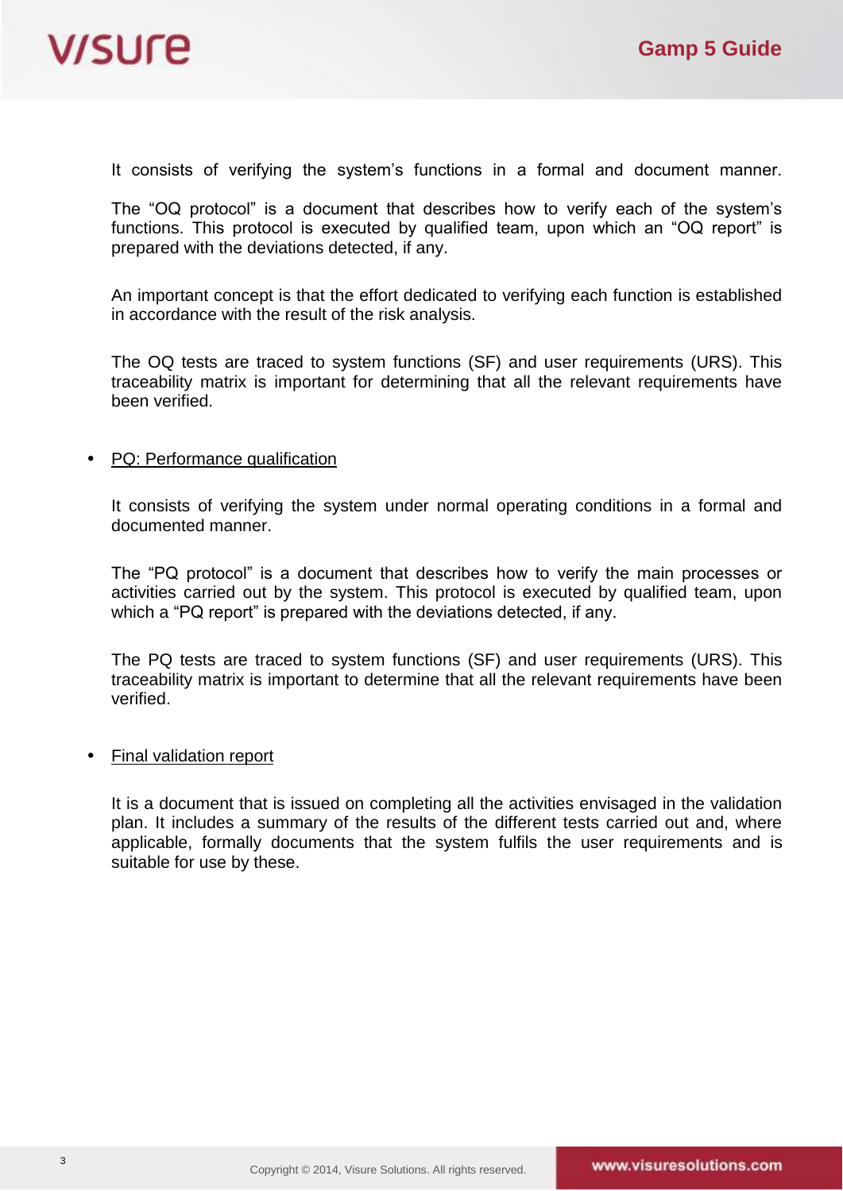It consists of verifying the system's functions in a formal and document manner.

The "OQ protocol" is a document that describes how to verify each of the system's functions. This protocol is executed by qualified team, upon which an "OQ report" is prepared with the deviations detected, if any.

An important concept is that the effort dedicated to verifying each function is established in accordance with the result of the risk analysis.

The OQ tests are traced to system functions (SF) and user requirements (URS). This traceability matrix is important for determining that all the relevant requirements have been verified.

- <u>PQ: Performance qualification</u>

  It consists of verifying the system under normal operating conditions in a formal and documented manner.

  The "PQ protocol" is a document that describes how to verify the main processes or activities carried out by the system. This protocol is executed by qualified team, upon which a "PQ report" is prepared with the deviations detected, if any.

  The PQ tests are traced to system functions (SF) and user requirements (URS). This traceability matrix is important to determine that all the relevant requirements have been verified.

- <u>Final validation report</u>

  It is a document that is issued on completing all the activities envisaged in the validation plan. It includes a summary of the results of the different tests carried out and, where applicable, formally documents that the system fulfils the user requirements and is suitable for use by these.